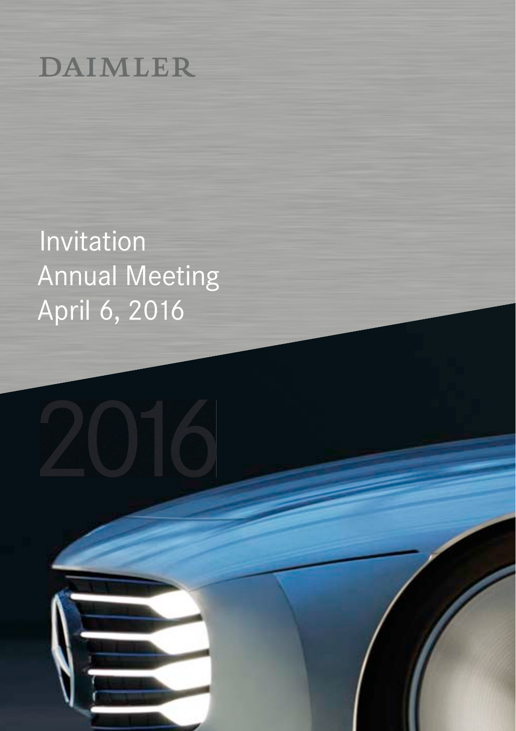DAIMLER

# Invitation Annual Meeting April 6, 2016

2016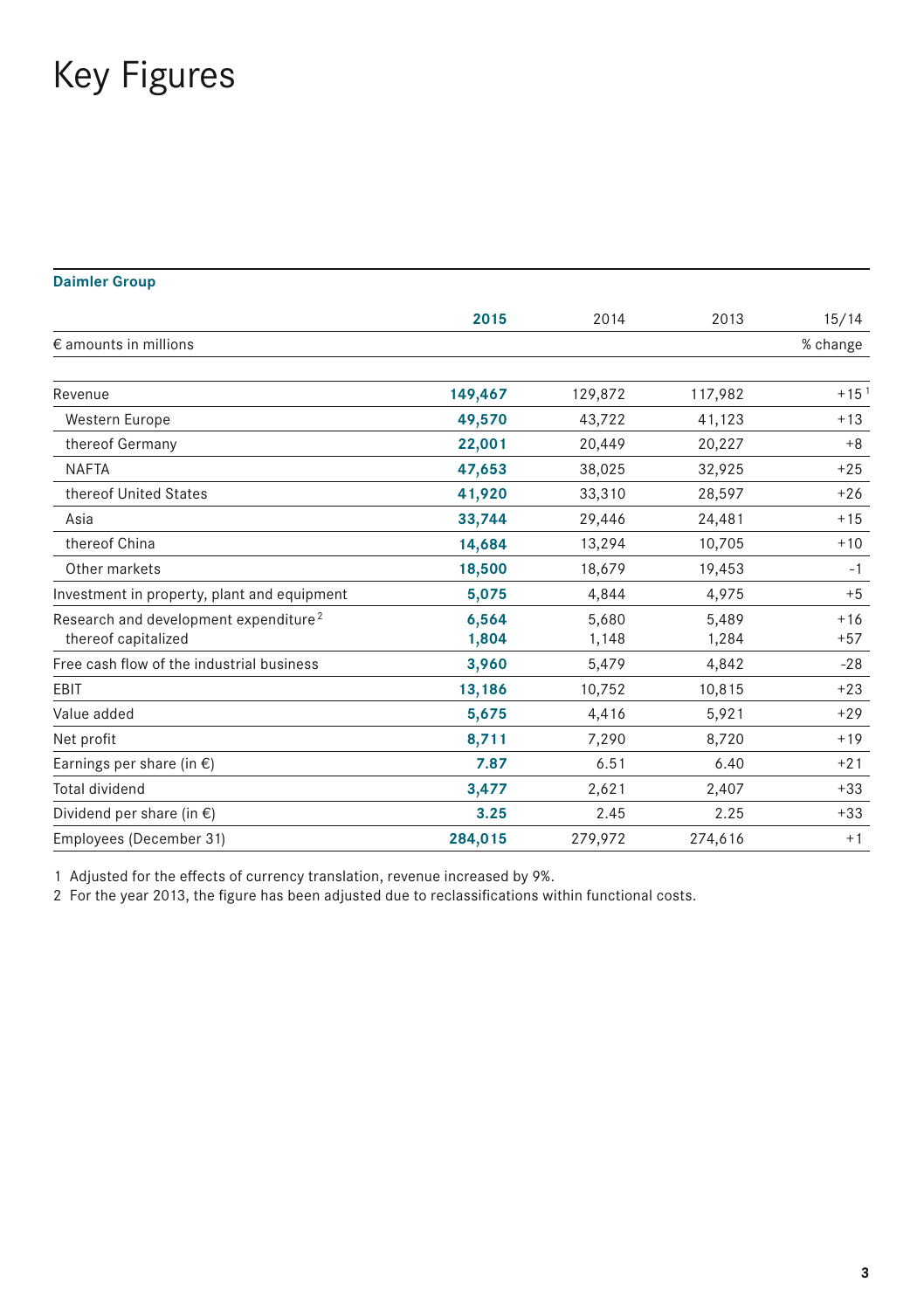# Key Figures

**Daimler Group**

| | **2015** | 2014 | 2013 | 15/14 |
|---|---|---|---|---|
| € amounts in millions | | | | % change |
| Revenue | **149,467** | 129,872 | 117,982 | +15 [1] |
| Western Europe | **49,570** | 43,722 | 41,123 | +13 |
| thereof Germany | **22,001** | 20,449 | 20,227 | +8 |
| NAFTA | **47,653** | 38,025 | 32,925 | +25 |
| thereof United States | **41,920** | 33,310 | 28,597 | +26 |
| Asia | **33,744** | 29,446 | 24,481 | +15 |
| thereof China | **14,684** | 13,294 | 10,705 | +10 |
| Other markets | **18,500** | 18,679 | 19,453 | -1 |
| Investment in property, plant and equipment | **5,075** | 4,844 | 4,975 | +5 |
| Research and development expenditure [2] | **6,564** | 5,680 | 5,489 | +16 |
| thereof capitalized | **1,804** | 1,148 | 1,284 | +57 |
| Free cash flow of the industrial business | **3,960** | 5,479 | 4,842 | -28 |
| EBIT | **13,186** | 10,752 | 10,815 | +23 |
| Value added | **5,675** | 4,416 | 5,921 | +29 |
| Net profit | **8,711** | 7,290 | 8,720 | +19 |
| Earnings per share (in €) | **7.87** | 6.51 | 6.40 | +21 |
| Total dividend | **3,477** | 2,621 | 2,407 | +33 |
| Dividend per share (in €) | **3.25** | 2.45 | 2.25 | +33 |
| Employees (December 31) | **284,015** | 279,972 | 274,616 | +1 |

1 Adjusted for the effects of currency translation, revenue increased by 9%.

2 For the year 2013, the figure has been adjusted due to reclassifications within functional costs.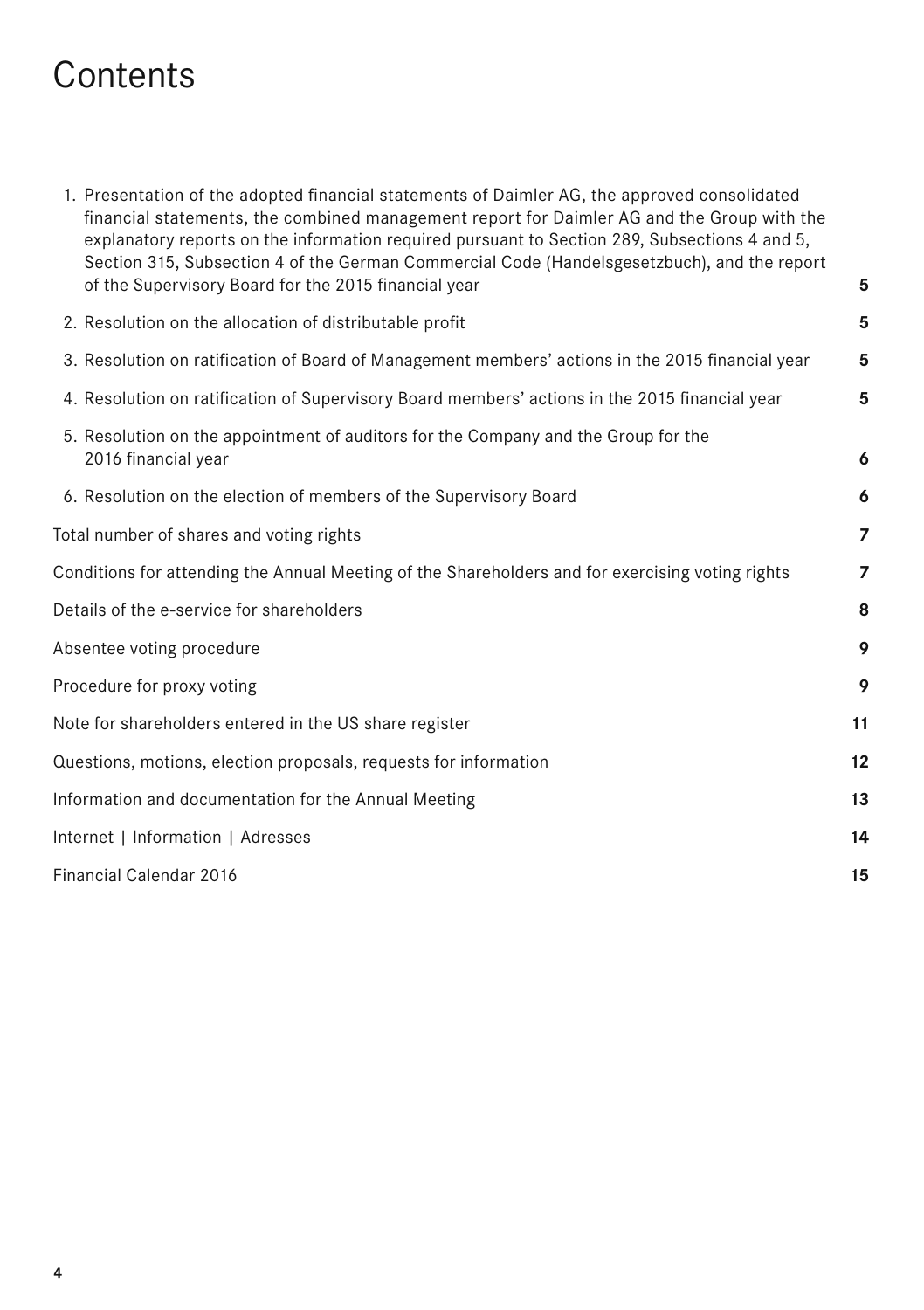# Contents

| | |
|---|---|
| 1. Presentation of the adopted financial statements of Daimler AG, the approved consolidated financial statements, the combined management report for Daimler AG and the Group with the explanatory reports on the information required pursuant to Section 289, Subsections 4 and 5, Section 315, Subsection 4 of the German Commercial Code (Handelsgesetzbuch), and the report of the Supervisory Board for the 2015 financial year | **5** |
| 2. Resolution on the allocation of distributable profit | **5** |
| 3. Resolution on ratification of Board of Management members' actions in the 2015 financial year | **5** |
| 4. Resolution on ratification of Supervisory Board members' actions in the 2015 financial year | **5** |
| 5. Resolution on the appointment of auditors for the Company and the Group for the 2016 financial year | **6** |
| 6. Resolution on the election of members of the Supervisory Board | **6** |
| Total number of shares and voting rights | **7** |
| Conditions for attending the Annual Meeting of the Shareholders and for exercising voting rights | **7** |
| Details of the e-service for shareholders | **8** |
| Absentee voting procedure | **9** |
| Procedure for proxy voting | **9** |
| Note for shareholders entered in the US share register | **11** |
| Questions, motions, election proposals, requests for information | **12** |
| Information and documentation for the Annual Meeting | **13** |
| Internet \| Information \| Adresses | **14** |
| Financial Calendar 2016 | **15** |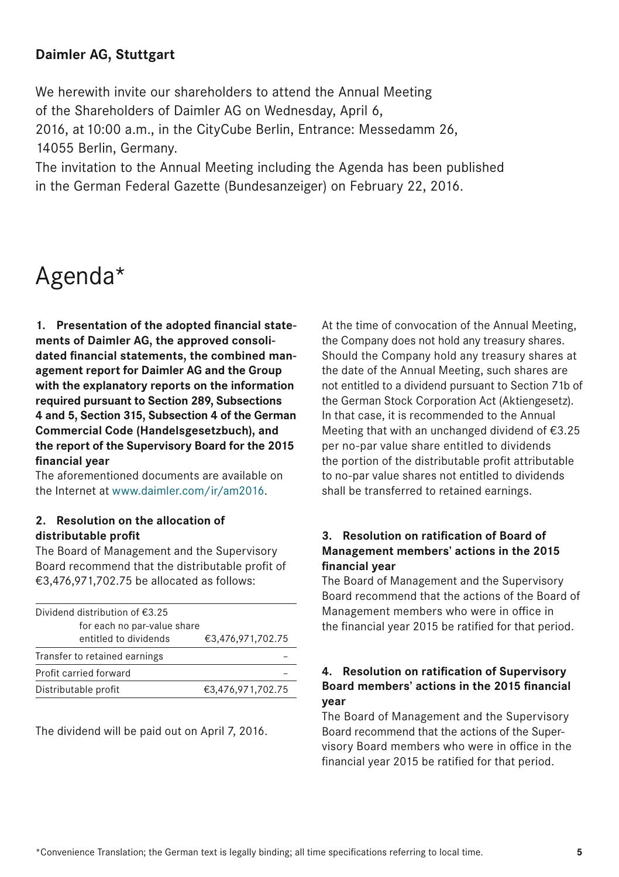**Daimler AG, Stuttgart**

We herewith invite our shareholders to attend the Annual Meeting of the Shareholders of Daimler AG on Wednesday, April 6, 2016, at 10:00 a.m., in the CityCube Berlin, Entrance: Messedamm 26, 14055 Berlin, Germany.
The invitation to the Annual Meeting including the Agenda has been published in the German Federal Gazette (Bundesanzeiger) on February 22, 2016.

# Agenda*

**1. Presentation of the adopted financial statements of Daimler AG, the approved consolidated financial statements, the combined management report for Daimler AG and the Group with the explanatory reports on the information required pursuant to Section 289, Subsections 4 and 5, Section 315, Subsection 4 of the German Commercial Code (Handelsgesetzbuch), and the report of the Supervisory Board for the 2015 financial year**

The aforementioned documents are available on the Internet at www.daimler.com/ir/am2016.

**2. Resolution on the allocation of distributable profit**

The Board of Management and the Supervisory Board recommend that the distributable profit of €3,476,971,702.75 be allocated as follows:

| | |
|---|---|
| Dividend distribution of €3.25 for each no par-value share entitled to dividends | €3,476,971,702.75 |
| Transfer to retained earnings | – |
| Profit carried forward | – |
| Distributable profit | €3,476,971,702.75 |

The dividend will be paid out on April 7, 2016.

At the time of convocation of the Annual Meeting, the Company does not hold any treasury shares. Should the Company hold any treasury shares at the date of the Annual Meeting, such shares are not entitled to a dividend pursuant to Section 71b of the German Stock Corporation Act (Aktiengesetz). In that case, it is recommended to the Annual Meeting that with an unchanged dividend of €3.25 per no-par value share entitled to dividends the portion of the distributable profit attributable to no-par value shares not entitled to dividends shall be transferred to retained earnings.

**3. Resolution on ratification of Board of Management members' actions in the 2015 financial year**

The Board of Management and the Supervisory Board recommend that the actions of the Board of Management members who were in office in the financial year 2015 be ratified for that period.

**4. Resolution on ratification of Supervisory Board members' actions in the 2015 financial year**

The Board of Management and the Supervisory Board recommend that the actions of the Supervisory Board members who were in office in the financial year 2015 be ratified for that period.

*Convenience Translation; the German text is legally binding; all time specifications referring to local time.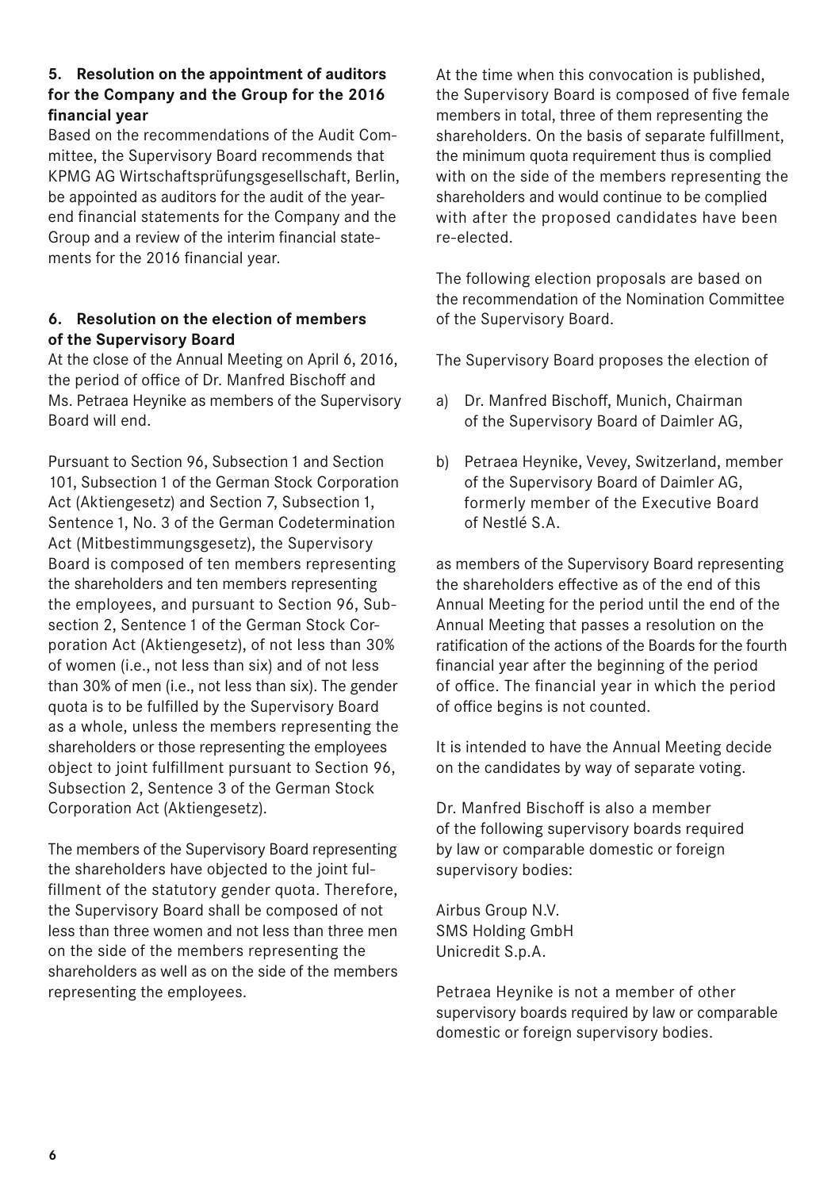### 5. Resolution on the appointment of auditors for the Company and the Group for the 2016 financial year

Based on the recommendations of the Audit Committee, the Supervisory Board recommends that KPMG AG Wirtschaftsprüfungsgesellschaft, Berlin, be appointed as auditors for the audit of the year-end financial statements for the Company and the Group and a review of the interim financial statements for the 2016 financial year.

### 6. Resolution on the election of members of the Supervisory Board

At the close of the Annual Meeting on April 6, 2016, the period of office of Dr. Manfred Bischoff and Ms. Petraea Heynike as members of the Supervisory Board will end.

Pursuant to Section 96, Subsection 1 and Section 101, Subsection 1 of the German Stock Corporation Act (Aktiengesetz) and Section 7, Subsection 1, Sentence 1, No. 3 of the German Codetermination Act (Mitbestimmungsgesetz), the Supervisory Board is composed of ten members representing the shareholders and ten members representing the employees, and pursuant to Section 96, Subsection 2, Sentence 1 of the German Stock Corporation Act (Aktiengesetz), of not less than 30% of women (i.e., not less than six) and of not less than 30% of men (i.e., not less than six). The gender quota is to be fulfilled by the Supervisory Board as a whole, unless the members representing the shareholders or those representing the employees object to joint fulfillment pursuant to Section 96, Subsection 2, Sentence 3 of the German Stock Corporation Act (Aktiengesetz).

The members of the Supervisory Board representing the shareholders have objected to the joint fulfillment of the statutory gender quota. Therefore, the Supervisory Board shall be composed of not less than three women and not less than three men on the side of the members representing the shareholders as well as on the side of the members representing the employees.

At the time when this convocation is published, the Supervisory Board is composed of five female members in total, three of them representing the shareholders. On the basis of separate fulfillment, the minimum quota requirement thus is complied with on the side of the members representing the shareholders and would continue to be complied with after the proposed candidates have been re-elected.

The following election proposals are based on the recommendation of the Nomination Committee of the Supervisory Board.

The Supervisory Board proposes the election of

a) Dr. Manfred Bischoff, Munich, Chairman of the Supervisory Board of Daimler AG,

b) Petraea Heynike, Vevey, Switzerland, member of the Supervisory Board of Daimler AG, formerly member of the Executive Board of Nestlé S.A.

as members of the Supervisory Board representing the shareholders effective as of the end of this Annual Meeting for the period until the end of the Annual Meeting that passes a resolution on the ratification of the actions of the Boards for the fourth financial year after the beginning of the period of office. The financial year in which the period of office begins is not counted.

It is intended to have the Annual Meeting decide on the candidates by way of separate voting.

Dr. Manfred Bischoff is also a member of the following supervisory boards required by law or comparable domestic or foreign supervisory bodies:

Airbus Group N.V.  
SMS Holding GmbH  
Unicredit S.p.A.

Petraea Heynike is not a member of other supervisory boards required by law or comparable domestic or foreign supervisory bodies.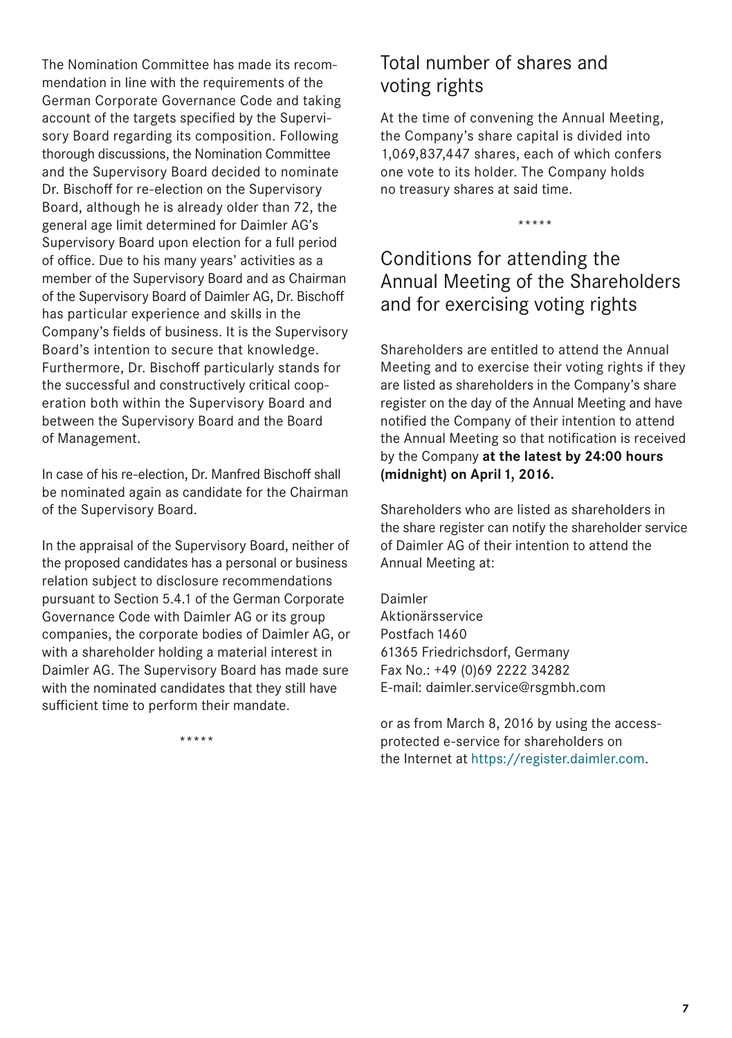The Nomination Committee has made its recommendation in line with the requirements of the German Corporate Governance Code and taking account of the targets specified by the Supervisory Board regarding its composition. Following thorough discussions, the Nomination Committee and the Supervisory Board decided to nominate Dr. Bischoff for re-election on the Supervisory Board, although he is already older than 72, the general age limit determined for Daimler AG's Supervisory Board upon election for a full period of office. Due to his many years' activities as a member of the Supervisory Board and as Chairman of the Supervisory Board of Daimler AG, Dr. Bischoff has particular experience and skills in the Company's fields of business. It is the Supervisory Board's intention to secure that knowledge. Furthermore, Dr. Bischoff particularly stands for the successful and constructively critical cooperation both within the Supervisory Board and between the Supervisory Board and the Board of Management.

In case of his re-election, Dr. Manfred Bischoff shall be nominated again as candidate for the Chairman of the Supervisory Board.

In the appraisal of the Supervisory Board, neither of the proposed candidates has a personal or business relation subject to disclosure recommendations pursuant to Section 5.4.1 of the German Corporate Governance Code with Daimler AG or its group companies, the corporate bodies of Daimler AG, or with a shareholder holding a material interest in Daimler AG. The Supervisory Board has made sure with the nominated candidates that they still have sufficient time to perform their mandate.

*****

## Total number of shares and voting rights

At the time of convening the Annual Meeting, the Company's share capital is divided into 1,069,837,447 shares, each of which confers one vote to its holder. The Company holds no treasury shares at said time.

*****

## Conditions for attending the Annual Meeting of the Shareholders and for exercising voting rights

Shareholders are entitled to attend the Annual Meeting and to exercise their voting rights if they are listed as shareholders in the Company's share register on the day of the Annual Meeting and have notified the Company of their intention to attend the Annual Meeting so that notification is received by the Company **at the latest by 24:00 hours (midnight) on April 1, 2016.**

Shareholders who are listed as shareholders in the share register can notify the shareholder service of Daimler AG of their intention to attend the Annual Meeting at:

Daimler
Aktionärsservice
Postfach 1460
61365 Friedrichsdorf, Germany
Fax No.: +49 (0)69 2222 34282
E-mail: daimler.service@rsgmbh.com

or as from March 8, 2016 by using the access-protected e-service for shareholders on the Internet at https://register.daimler.com.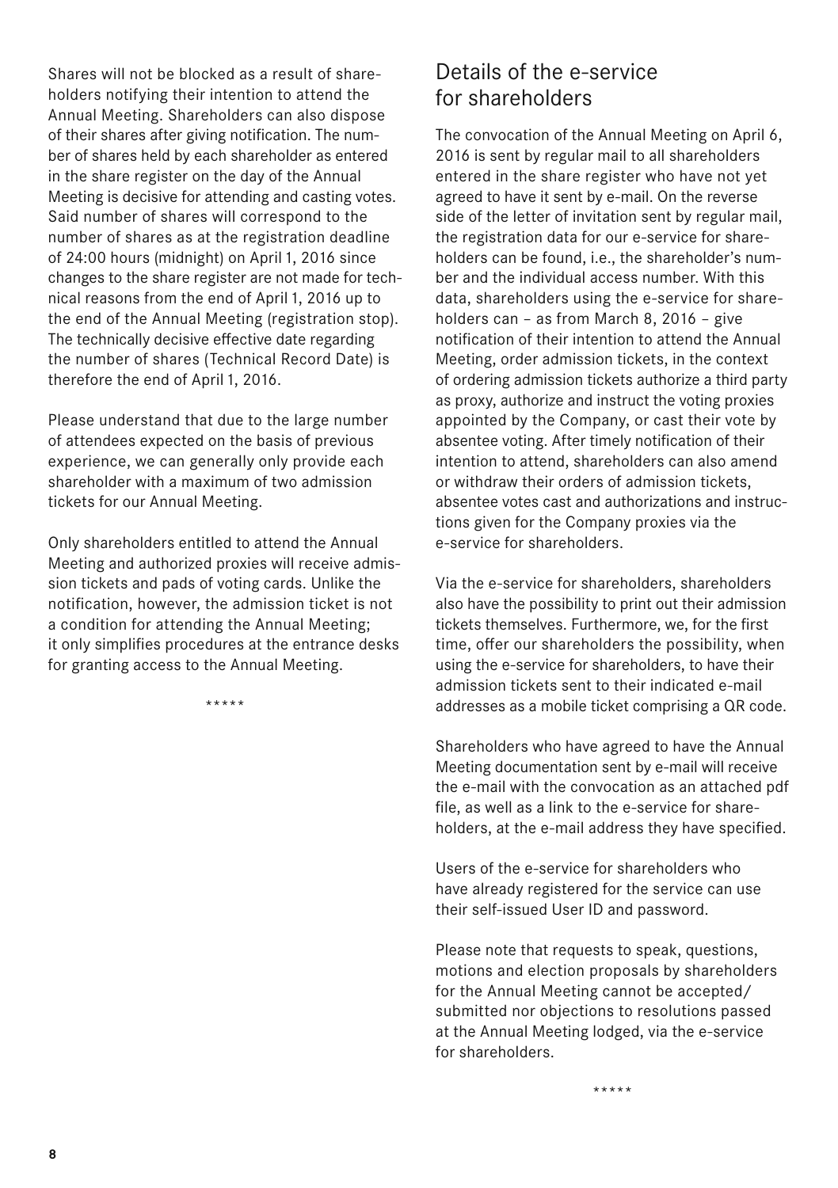Shares will not be blocked as a result of shareholders notifying their intention to attend the Annual Meeting. Shareholders can also dispose of their shares after giving notification. The number of shares held by each shareholder as entered in the share register on the day of the Annual Meeting is decisive for attending and casting votes. Said number of shares will correspond to the number of shares as at the registration deadline of 24:00 hours (midnight) on April 1, 2016 since changes to the share register are not made for technical reasons from the end of April 1, 2016 up to the end of the Annual Meeting (registration stop). The technically decisive effective date regarding the number of shares (Technical Record Date) is therefore the end of April 1, 2016.

Please understand that due to the large number of attendees expected on the basis of previous experience, we can generally only provide each shareholder with a maximum of two admission tickets for our Annual Meeting.

Only shareholders entitled to attend the Annual Meeting and authorized proxies will receive admission tickets and pads of voting cards. Unlike the notification, however, the admission ticket is not a condition for attending the Annual Meeting; it only simplifies procedures at the entrance desks for granting access to the Annual Meeting.

\*\*\*\*\*

## Details of the e-service for shareholders

The convocation of the Annual Meeting on April 6, 2016 is sent by regular mail to all shareholders entered in the share register who have not yet agreed to have it sent by e-mail. On the reverse side of the letter of invitation sent by regular mail, the registration data for our e-service for shareholders can be found, i.e., the shareholder's number and the individual access number. With this data, shareholders using the e-service for shareholders can – as from March 8, 2016 – give notification of their intention to attend the Annual Meeting, order admission tickets, in the context of ordering admission tickets authorize a third party as proxy, authorize and instruct the voting proxies appointed by the Company, or cast their vote by absentee voting. After timely notification of their intention to attend, shareholders can also amend or withdraw their orders of admission tickets, absentee votes cast and authorizations and instructions given for the Company proxies via the e-service for shareholders.

Via the e-service for shareholders, shareholders also have the possibility to print out their admission tickets themselves. Furthermore, we, for the first time, offer our shareholders the possibility, when using the e-service for shareholders, to have their admission tickets sent to their indicated e-mail addresses as a mobile ticket comprising a QR code.

Shareholders who have agreed to have the Annual Meeting documentation sent by e-mail will receive the e-mail with the convocation as an attached pdf file, as well as a link to the e-service for shareholders, at the e-mail address they have specified.

Users of the e-service for shareholders who have already registered for the service can use their self-issued User ID and password.

Please note that requests to speak, questions, motions and election proposals by shareholders for the Annual Meeting cannot be accepted/ submitted nor objections to resolutions passed at the Annual Meeting lodged, via the e-service for shareholders.

\*\*\*\*\*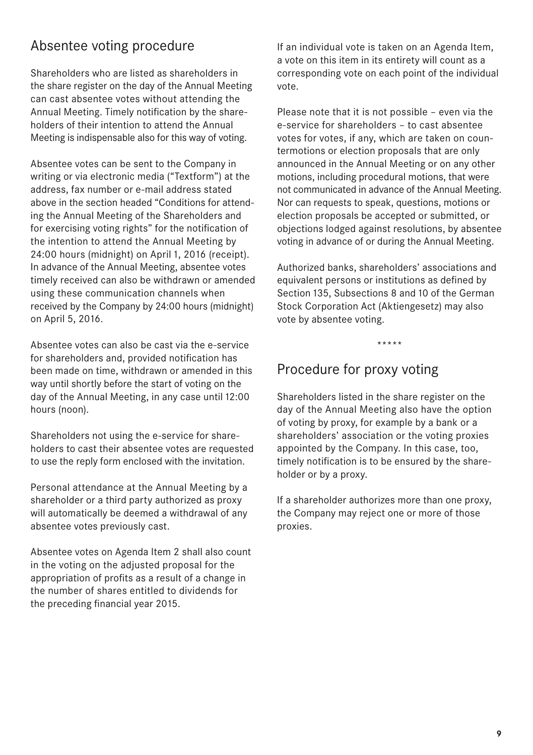## Absentee voting procedure

Shareholders who are listed as shareholders in the share register on the day of the Annual Meeting can cast absentee votes without attending the Annual Meeting. Timely notification by the shareholders of their intention to attend the Annual Meeting is indispensable also for this way of voting.

Absentee votes can be sent to the Company in writing or via electronic media ("Textform") at the address, fax number or e-mail address stated above in the section headed "Conditions for attending the Annual Meeting of the Shareholders and for exercising voting rights" for the notification of the intention to attend the Annual Meeting by 24:00 hours (midnight) on April 1, 2016 (receipt). In advance of the Annual Meeting, absentee votes timely received can also be withdrawn or amended using these communication channels when received by the Company by 24:00 hours (midnight) on April 5, 2016.

Absentee votes can also be cast via the e-service for shareholders and, provided notification has been made on time, withdrawn or amended in this way until shortly before the start of voting on the day of the Annual Meeting, in any case until 12:00 hours (noon).

Shareholders not using the e-service for shareholders to cast their absentee votes are requested to use the reply form enclosed with the invitation.

Personal attendance at the Annual Meeting by a shareholder or a third party authorized as proxy will automatically be deemed a withdrawal of any absentee votes previously cast.

Absentee votes on Agenda Item 2 shall also count in the voting on the adjusted proposal for the appropriation of profits as a result of a change in the number of shares entitled to dividends for the preceding financial year 2015.

If an individual vote is taken on an Agenda Item, a vote on this item in its entirety will count as a corresponding vote on each point of the individual vote.

Please note that it is not possible – even via the e-service for shareholders – to cast absentee votes for votes, if any, which are taken on countermotions or election proposals that are only announced in the Annual Meeting or on any other motions, including procedural motions, that were not communicated in advance of the Annual Meeting. Nor can requests to speak, questions, motions or election proposals be accepted or submitted, or objections lodged against resolutions, by absentee voting in advance of or during the Annual Meeting.

Authorized banks, shareholders' associations and equivalent persons or institutions as defined by Section 135, Subsections 8 and 10 of the German Stock Corporation Act (Aktiengesetz) may also vote by absentee voting.

*****

## Procedure for proxy voting

Shareholders listed in the share register on the day of the Annual Meeting also have the option of voting by proxy, for example by a bank or a shareholders' association or the voting proxies appointed by the Company. In this case, too, timely notification is to be ensured by the shareholder or by a proxy.

If a shareholder authorizes more than one proxy, the Company may reject one or more of those proxies.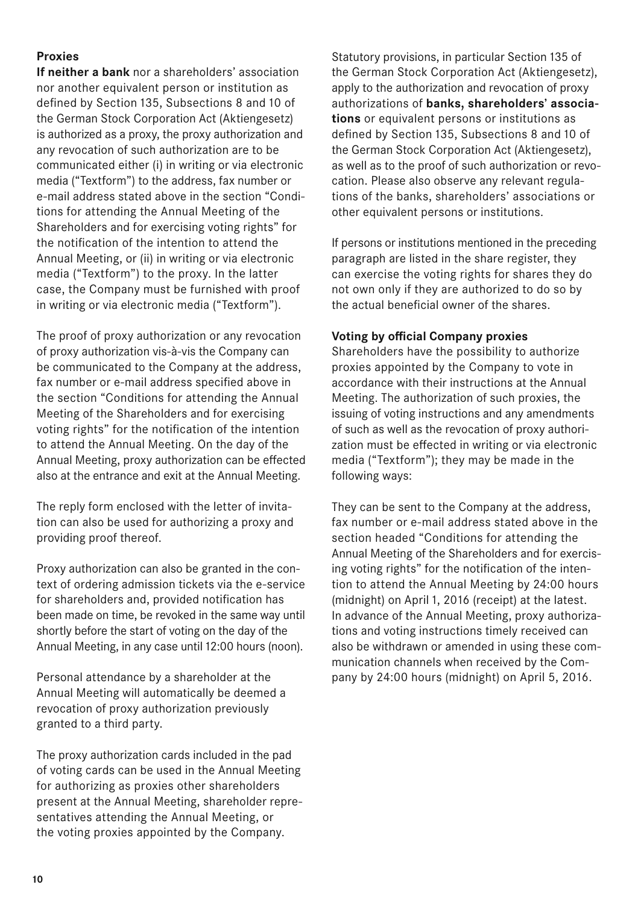**Proxies**

**If neither a bank** nor a shareholders' association nor another equivalent person or institution as defined by Section 135, Subsections 8 and 10 of the German Stock Corporation Act (Aktiengesetz) is authorized as a proxy, the proxy authorization and any revocation of such authorization are to be communicated either (i) in writing or via electronic media ("Textform") to the address, fax number or e-mail address stated above in the section "Conditions for attending the Annual Meeting of the Shareholders and for exercising voting rights" for the notification of the intention to attend the Annual Meeting, or (ii) in writing or via electronic media ("Textform") to the proxy. In the latter case, the Company must be furnished with proof in writing or via electronic media ("Textform").

The proof of proxy authorization or any revocation of proxy authorization vis-à-vis the Company can be communicated to the Company at the address, fax number or e-mail address specified above in the section "Conditions for attending the Annual Meeting of the Shareholders and for exercising voting rights" for the notification of the intention to attend the Annual Meeting. On the day of the Annual Meeting, proxy authorization can be effected also at the entrance and exit at the Annual Meeting.

The reply form enclosed with the letter of invitation can also be used for authorizing a proxy and providing proof thereof.

Proxy authorization can also be granted in the context of ordering admission tickets via the e-service for shareholders and, provided notification has been made on time, be revoked in the same way until shortly before the start of voting on the day of the Annual Meeting, in any case until 12:00 hours (noon).

Personal attendance by a shareholder at the Annual Meeting will automatically be deemed a revocation of proxy authorization previously granted to a third party.

The proxy authorization cards included in the pad of voting cards can be used in the Annual Meeting for authorizing as proxies other shareholders present at the Annual Meeting, shareholder representatives attending the Annual Meeting, or the voting proxies appointed by the Company.

Statutory provisions, in particular Section 135 of the German Stock Corporation Act (Aktiengesetz), apply to the authorization and revocation of proxy authorizations of **banks, shareholders' associations** or equivalent persons or institutions as defined by Section 135, Subsections 8 and 10 of the German Stock Corporation Act (Aktiengesetz), as well as to the proof of such authorization or revocation. Please also observe any relevant regulations of the banks, shareholders' associations or other equivalent persons or institutions.

If persons or institutions mentioned in the preceding paragraph are listed in the share register, they can exercise the voting rights for shares they do not own only if they are authorized to do so by the actual beneficial owner of the shares.

**Voting by official Company proxies**

Shareholders have the possibility to authorize proxies appointed by the Company to vote in accordance with their instructions at the Annual Meeting. The authorization of such proxies, the issuing of voting instructions and any amendments of such as well as the revocation of proxy authorization must be effected in writing or via electronic media ("Textform"); they may be made in the following ways:

They can be sent to the Company at the address, fax number or e-mail address stated above in the section headed "Conditions for attending the Annual Meeting of the Shareholders and for exercising voting rights" for the notification of the intention to attend the Annual Meeting by 24:00 hours (midnight) on April 1, 2016 (receipt) at the latest. In advance of the Annual Meeting, proxy authorizations and voting instructions timely received can also be withdrawn or amended in using these communication channels when received by the Company by 24:00 hours (midnight) on April 5, 2016.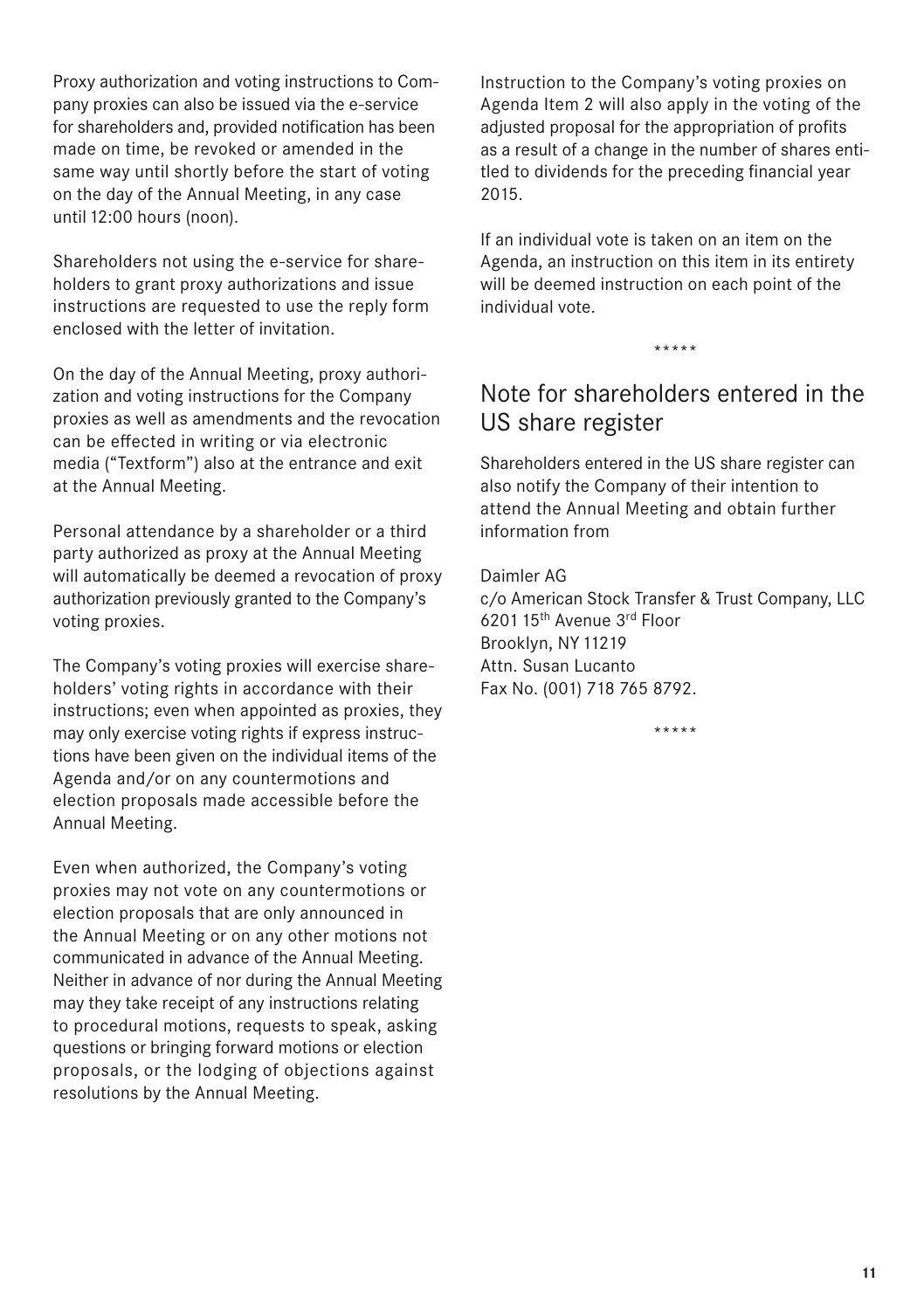Proxy authorization and voting instructions to Company proxies can also be issued via the e-service for shareholders and, provided notification has been made on time, be revoked or amended in the same way until shortly before the start of voting on the day of the Annual Meeting, in any case until 12:00 hours (noon).

Shareholders not using the e-service for shareholders to grant proxy authorizations and issue instructions are requested to use the reply form enclosed with the letter of invitation.

On the day of the Annual Meeting, proxy authorization and voting instructions for the Company proxies as well as amendments and the revocation can be effected in writing or via electronic media ("Textform") also at the entrance and exit at the Annual Meeting.

Personal attendance by a shareholder or a third party authorized as proxy at the Annual Meeting will automatically be deemed a revocation of proxy authorization previously granted to the Company's voting proxies.

The Company's voting proxies will exercise shareholders' voting rights in accordance with their instructions; even when appointed as proxies, they may only exercise voting rights if express instructions have been given on the individual items of the Agenda and/or on any countermotions and election proposals made accessible before the Annual Meeting.

Even when authorized, the Company's voting proxies may not vote on any countermotions or election proposals that are only announced in the Annual Meeting or on any other motions not communicated in advance of the Annual Meeting. Neither in advance of nor during the Annual Meeting may they take receipt of any instructions relating to procedural motions, requests to speak, asking questions or bringing forward motions or election proposals, or the lodging of objections against resolutions by the Annual Meeting.

Instruction to the Company's voting proxies on Agenda Item 2 will also apply in the voting of the adjusted proposal for the appropriation of profits as a result of a change in the number of shares entitled to dividends for the preceding financial year 2015.

If an individual vote is taken on an item on the Agenda, an instruction on this item in its entirety will be deemed instruction on each point of the individual vote.

*****

## Note for shareholders entered in the US share register

Shareholders entered in the US share register can also notify the Company of their intention to attend the Annual Meeting and obtain further information from

Daimler AG
c/o American Stock Transfer & Trust Company, LLC
6201 15th Avenue 3rd Floor
Brooklyn, NY 11219
Attn. Susan Lucanto
Fax No. (001) 718 765 8792.

*****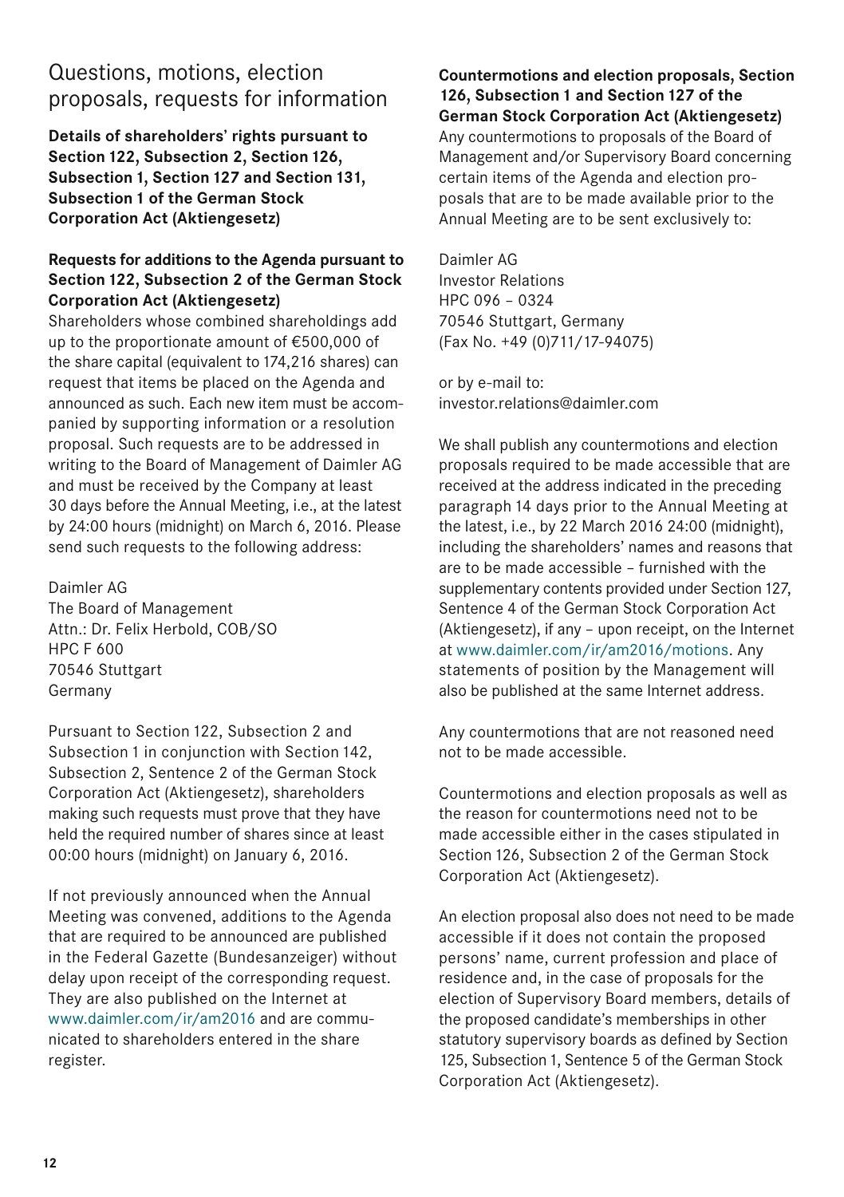## Questions, motions, election proposals, requests for information

**Details of shareholders' rights pursuant to Section 122, Subsection 2, Section 126, Subsection 1, Section 127 and Section 131, Subsection 1 of the German Stock Corporation Act (Aktiengesetz)**

**Requests for additions to the Agenda pursuant to Section 122, Subsection 2 of the German Stock Corporation Act (Aktiengesetz)**

Shareholders whose combined shareholdings add up to the proportionate amount of €500,000 of the share capital (equivalent to 174,216 shares) can request that items be placed on the Agenda and announced as such. Each new item must be accompanied by supporting information or a resolution proposal. Such requests are to be addressed in writing to the Board of Management of Daimler AG and must be received by the Company at least 30 days before the Annual Meeting, i.e., at the latest by 24:00 hours (midnight) on March 6, 2016. Please send such requests to the following address:

Daimler AG
The Board of Management
Attn.: Dr. Felix Herbold, COB/SO
HPC F 600
70546 Stuttgart
Germany

Pursuant to Section 122, Subsection 2 and Subsection 1 in conjunction with Section 142, Subsection 2, Sentence 2 of the German Stock Corporation Act (Aktiengesetz), shareholders making such requests must prove that they have held the required number of shares since at least 00:00 hours (midnight) on January 6, 2016.

If not previously announced when the Annual Meeting was convened, additions to the Agenda that are required to be announced are published in the Federal Gazette (Bundesanzeiger) without delay upon receipt of the corresponding request. They are also published on the Internet at www.daimler.com/ir/am2016 and are communicated to shareholders entered in the share register.

**Countermotions and election proposals, Section 126, Subsection 1 and Section 127 of the German Stock Corporation Act (Aktiengesetz)**

Any countermotions to proposals of the Board of Management and/or Supervisory Board concerning certain items of the Agenda and election proposals that are to be made available prior to the Annual Meeting are to be sent exclusively to:

Daimler AG
Investor Relations
HPC 096 – 0324
70546 Stuttgart, Germany
(Fax No. +49 (0)711/17-94075)

or by e-mail to:
investor.relations@daimler.com

We shall publish any countermotions and election proposals required to be made accessible that are received at the address indicated in the preceding paragraph 14 days prior to the Annual Meeting at the latest, i.e., by 22 March 2016 24:00 (midnight), including the shareholders' names and reasons that are to be made accessible – furnished with the supplementary contents provided under Section 127, Sentence 4 of the German Stock Corporation Act (Aktiengesetz), if any – upon receipt, on the Internet at www.daimler.com/ir/am2016/motions. Any statements of position by the Management will also be published at the same Internet address.

Any countermotions that are not reasoned need not to be made accessible.

Countermotions and election proposals as well as the reason for countermotions need not to be made accessible either in the cases stipulated in Section 126, Subsection 2 of the German Stock Corporation Act (Aktiengesetz).

An election proposal also does not need to be made accessible if it does not contain the proposed persons' name, current profession and place of residence and, in the case of proposals for the election of Supervisory Board members, details of the proposed candidate's memberships in other statutory supervisory boards as defined by Section 125, Subsection 1, Sentence 5 of the German Stock Corporation Act (Aktiengesetz).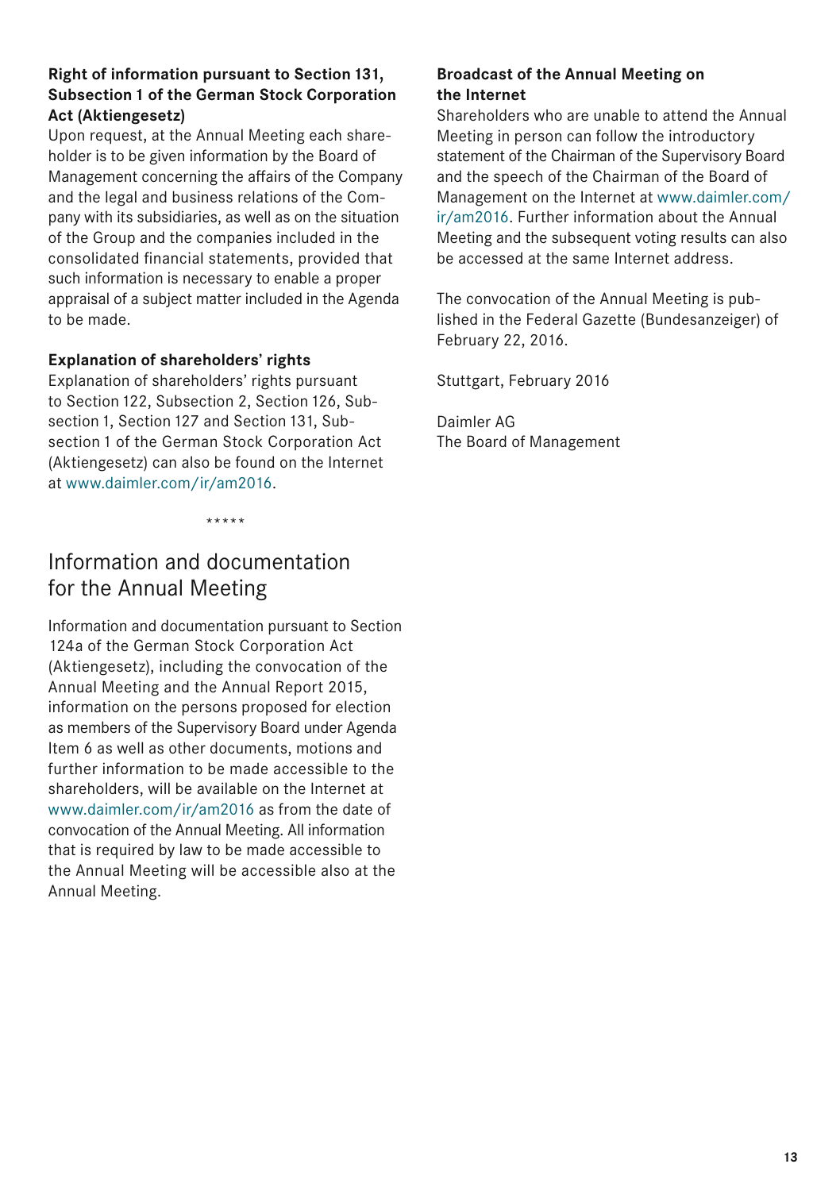**Right of information pursuant to Section 131, Subsection 1 of the German Stock Corporation Act (Aktiengesetz)**

Upon request, at the Annual Meeting each shareholder is to be given information by the Board of Management concerning the affairs of the Company and the legal and business relations of the Company with its subsidiaries, as well as on the situation of the Group and the companies included in the consolidated financial statements, provided that such information is necessary to enable a proper appraisal of a subject matter included in the Agenda to be made.

**Explanation of shareholders' rights**

Explanation of shareholders' rights pursuant to Section 122, Subsection 2, Section 126, Subsection 1, Section 127 and Section 131, Subsection 1 of the German Stock Corporation Act (Aktiengesetz) can also be found on the Internet at www.daimler.com/ir/am2016.

*****

## Information and documentation for the Annual Meeting

Information and documentation pursuant to Section 124a of the German Stock Corporation Act (Aktiengesetz), including the convocation of the Annual Meeting and the Annual Report 2015, information on the persons proposed for election as members of the Supervisory Board under Agenda Item 6 as well as other documents, motions and further information to be made accessible to the shareholders, will be available on the Internet at www.daimler.com/ir/am2016 as from the date of convocation of the Annual Meeting. All information that is required by law to be made accessible to the Annual Meeting will be accessible also at the Annual Meeting.

**Broadcast of the Annual Meeting on the Internet**

Shareholders who are unable to attend the Annual Meeting in person can follow the introductory statement of the Chairman of the Supervisory Board and the speech of the Chairman of the Board of Management on the Internet at www.daimler.com/ir/am2016. Further information about the Annual Meeting and the subsequent voting results can also be accessed at the same Internet address.

The convocation of the Annual Meeting is published in the Federal Gazette (Bundesanzeiger) of February 22, 2016.

Stuttgart, February 2016

Daimler AG
The Board of Management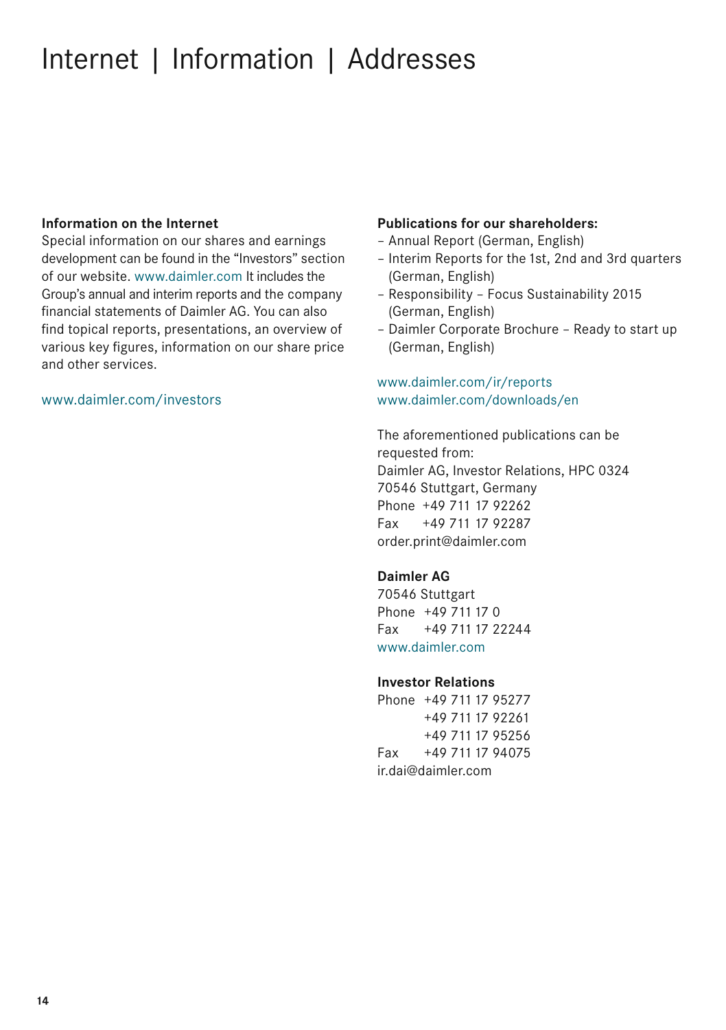# Internet | Information | Addresses

**Information on the Internet**
Special information on our shares and earnings development can be found in the "Investors" section of our website. www.daimler.com It includes the Group's annual and interim reports and the company financial statements of Daimler AG. You can also find topical reports, presentations, an overview of various key figures, information on our share price and other services.

www.daimler.com/investors

**Publications for our shareholders:**
- Annual Report (German, English)
- Interim Reports for the 1st, 2nd and 3rd quarters (German, English)
- Responsibility – Focus Sustainability 2015 (German, English)
- Daimler Corporate Brochure – Ready to start up (German, English)

www.daimler.com/ir/reports
www.daimler.com/downloads/en

The aforementioned publications can be requested from:
Daimler AG, Investor Relations, HPC 0324
70546 Stuttgart, Germany
Phone +49 711 17 92262
Fax +49 711 17 92287
order.print@daimler.com

**Daimler AG**
70546 Stuttgart
Phone +49 711 17 0
Fax +49 711 17 22244
www.daimler.com

**Investor Relations**
Phone +49 711 17 95277
+49 711 17 92261
+49 711 17 95256
Fax +49 711 17 94075
ir.dai@daimler.com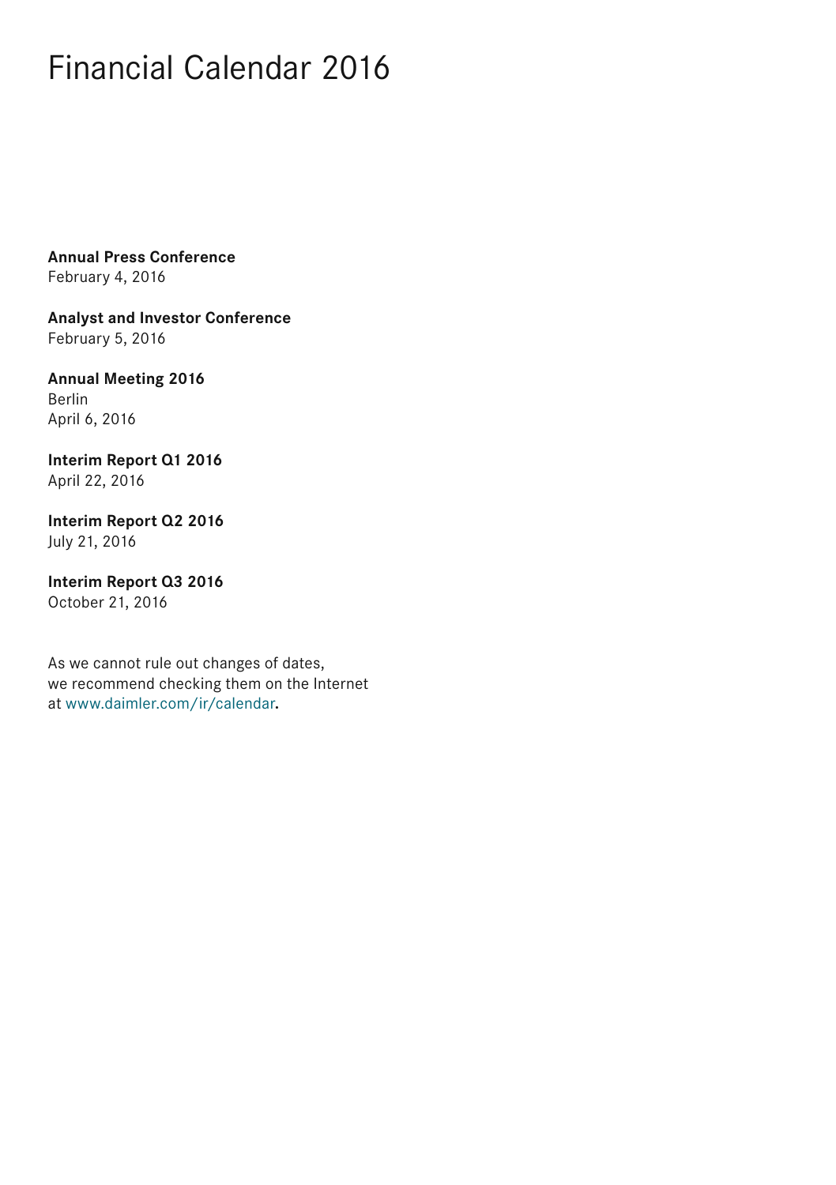# Financial Calendar 2016

**Annual Press Conference**
February 4, 2016

**Analyst and Investor Conference**
February 5, 2016

**Annual Meeting 2016**
Berlin
April 6, 2016

**Interim Report Q1 2016**
April 22, 2016

**Interim Report Q2 2016**
July 21, 2016

**Interim Report Q3 2016**
October 21, 2016

As we cannot rule out changes of dates, we recommend checking them on the Internet at www.daimler.com/ir/calendar.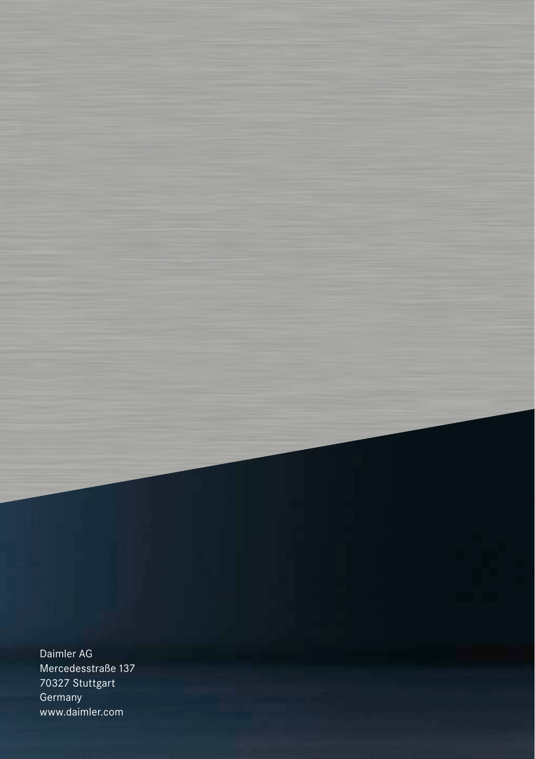Daimler AG
Mercedesstraße 137
70327 Stuttgart
Germany
www.daimler.com